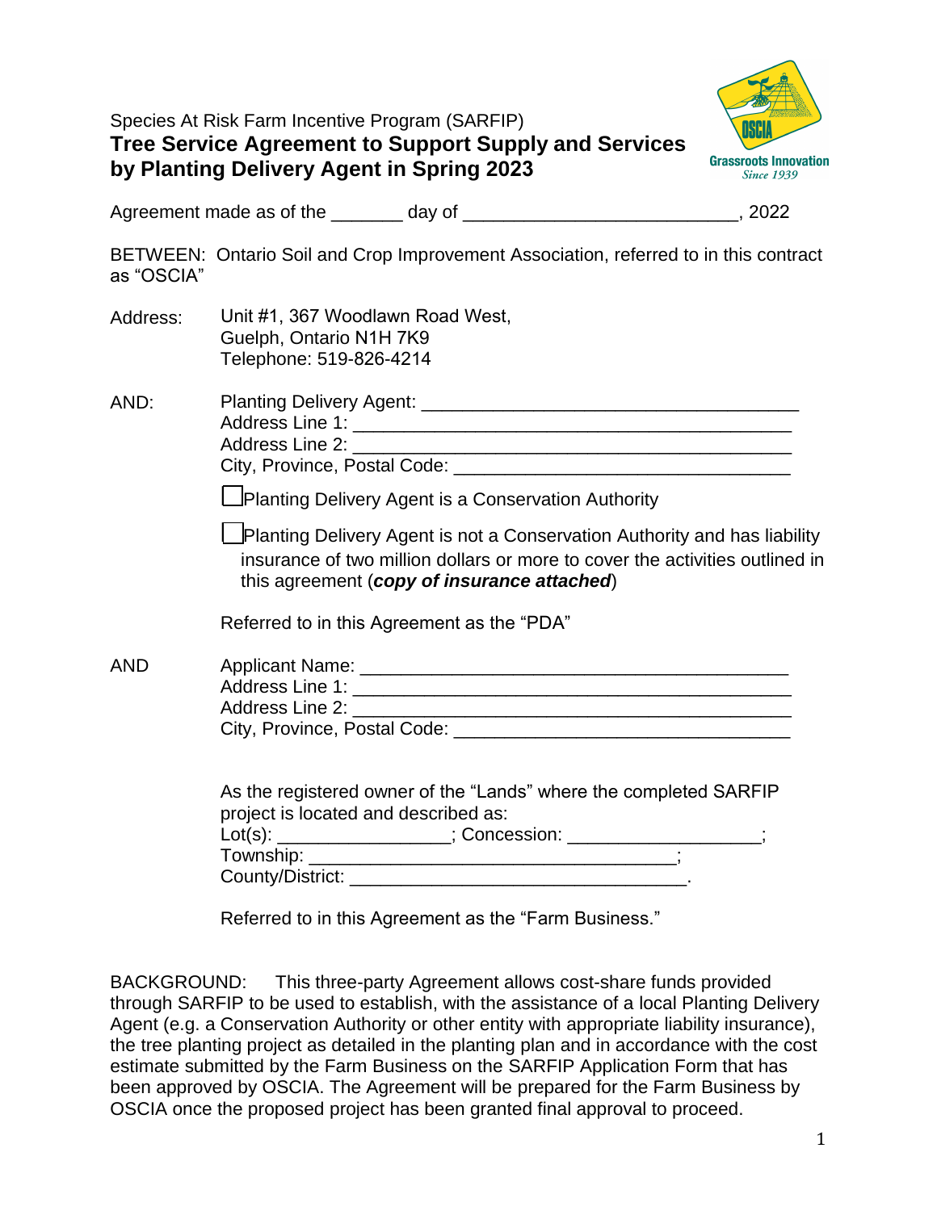Species At Risk Farm Incentive Program (SARFIP)

# Tree Service Agreement to Support Supply and Services by Planting Delivery Agent in Spring 2023

OSCIA Grassroots Innovation *Since 1939*

Agreement made as of the _______ day of __________________________, 2022

BETWEEN: Ontario Soil and Crop Improvement Association, referred to in this contract as "OSCIA"

Address: Unit #1, 367 Woodlawn Road West,
Guelph, Ontario N1H 7K9
Telephone: 519-826-4214

AND: Planting Delivery Agent: ____________________________________
Address Line 1: __________________________________________
Address Line 2: __________________________________________
City, Province, Postal Code: ________________________________

☐ Planting Delivery Agent is a Conservation Authority

☐ Planting Delivery Agent is not a Conservation Authority and has liability insurance of two million dollars or more to cover the activities outlined in this agreement (***copy of insurance attached***)

Referred to in this Agreement as the "PDA"

AND Applicant Name: _________________________________________
Address Line 1: __________________________________________
Address Line 2: __________________________________________
City, Province, Postal Code: ________________________________

As the registered owner of the "Lands" where the completed SARFIP project is located and described as:
Lot(s): ________________; Concession: __________________;
Township: ___________________________________;
County/District: _________________________________.

Referred to in this Agreement as the "Farm Business."

BACKGROUND: This three-party Agreement allows cost-share funds provided through SARFIP to be used to establish, with the assistance of a local Planting Delivery Agent (e.g. a Conservation Authority or other entity with appropriate liability insurance), the tree planting project as detailed in the planting plan and in accordance with the cost estimate submitted by the Farm Business on the SARFIP Application Form that has been approved by OSCIA. The Agreement will be prepared for the Farm Business by OSCIA once the proposed project has been granted final approval to proceed.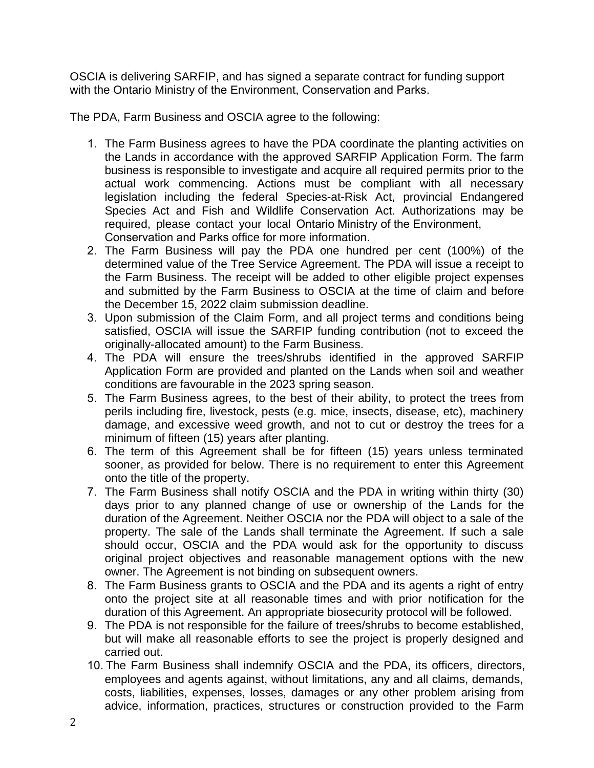OSCIA is delivering SARFIP, and has signed a separate contract for funding support with the Ontario Ministry of the Environment, Conservation and Parks.

The PDA, Farm Business and OSCIA agree to the following:

1. The Farm Business agrees to have the PDA coordinate the planting activities on the Lands in accordance with the approved SARFIP Application Form. The farm business is responsible to investigate and acquire all required permits prior to the actual work commencing. Actions must be compliant with all necessary legislation including the federal Species-at-Risk Act, provincial Endangered Species Act and Fish and Wildlife Conservation Act. Authorizations may be required, please contact your local Ontario Ministry of the Environment, Conservation and Parks office for more information.
2. The Farm Business will pay the PDA one hundred per cent (100%) of the determined value of the Tree Service Agreement. The PDA will issue a receipt to the Farm Business. The receipt will be added to other eligible project expenses and submitted by the Farm Business to OSCIA at the time of claim and before the December 15, 2022 claim submission deadline.
3. Upon submission of the Claim Form, and all project terms and conditions being satisfied, OSCIA will issue the SARFIP funding contribution (not to exceed the originally-allocated amount) to the Farm Business.
4. The PDA will ensure the trees/shrubs identified in the approved SARFIP Application Form are provided and planted on the Lands when soil and weather conditions are favourable in the 2023 spring season.
5. The Farm Business agrees, to the best of their ability, to protect the trees from perils including fire, livestock, pests (e.g. mice, insects, disease, etc), machinery damage, and excessive weed growth, and not to cut or destroy the trees for a minimum of fifteen (15) years after planting.
6. The term of this Agreement shall be for fifteen (15) years unless terminated sooner, as provided for below. There is no requirement to enter this Agreement onto the title of the property.
7. The Farm Business shall notify OSCIA and the PDA in writing within thirty (30) days prior to any planned change of use or ownership of the Lands for the duration of the Agreement. Neither OSCIA nor the PDA will object to a sale of the property. The sale of the Lands shall terminate the Agreement. If such a sale should occur, OSCIA and the PDA would ask for the opportunity to discuss original project objectives and reasonable management options with the new owner. The Agreement is not binding on subsequent owners.
8. The Farm Business grants to OSCIA and the PDA and its agents a right of entry onto the project site at all reasonable times and with prior notification for the duration of this Agreement. An appropriate biosecurity protocol will be followed.
9. The PDA is not responsible for the failure of trees/shrubs to become established, but will make all reasonable efforts to see the project is properly designed and carried out.
10. The Farm Business shall indemnify OSCIA and the PDA, its officers, directors, employees and agents against, without limitations, any and all claims, demands, costs, liabilities, expenses, losses, damages or any other problem arising from advice, information, practices, structures or construction provided to the Farm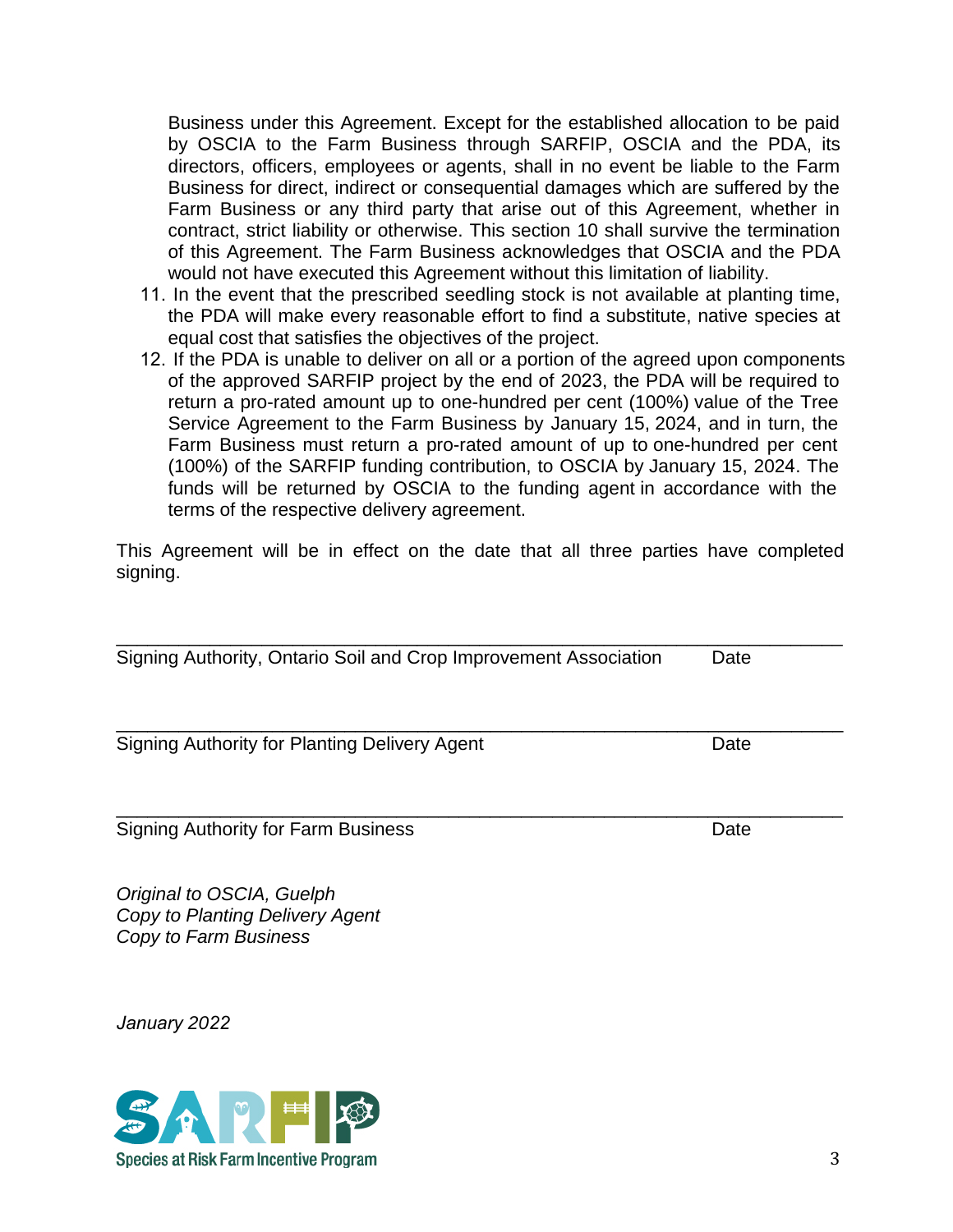Business under this Agreement. Except for the established allocation to be paid by OSCIA to the Farm Business through SARFIP, OSCIA and the PDA, its directors, officers, employees or agents, shall in no event be liable to the Farm Business for direct, indirect or consequential damages which are suffered by the Farm Business or any third party that arise out of this Agreement, whether in contract, strict liability or otherwise. This section 10 shall survive the termination of this Agreement. The Farm Business acknowledges that OSCIA and the PDA would not have executed this Agreement without this limitation of liability.

11. In the event that the prescribed seedling stock is not available at planting time, the PDA will make every reasonable effort to find a substitute, native species at equal cost that satisfies the objectives of the project.
12. If the PDA is unable to deliver on all or a portion of the agreed upon components of the approved SARFIP project by the end of 2023, the PDA will be required to return a pro-rated amount up to one-hundred per cent (100%) value of the Tree Service Agreement to the Farm Business by January 15, 2024, and in turn, the Farm Business must return a pro-rated amount of up to one-hundred per cent (100%) of the SARFIP funding contribution, to OSCIA by January 15, 2024. The funds will be returned by OSCIA to the funding agent in accordance with the terms of the respective delivery agreement.

This Agreement will be in effect on the date that all three parties have completed signing.

______________________________________________________________

Signing Authority, Ontario Soil and Crop Improvement Association Date

______________________________________________________________

Signing Authority for Planting Delivery Agent Date

______________________________________________________________

Signing Authority for Farm Business Date

*Original to OSCIA, Guelph*
*Copy to Planting Delivery Agent*
*Copy to Farm Business*

*January 2022*

SARFIP
Species at Risk Farm Incentive Program